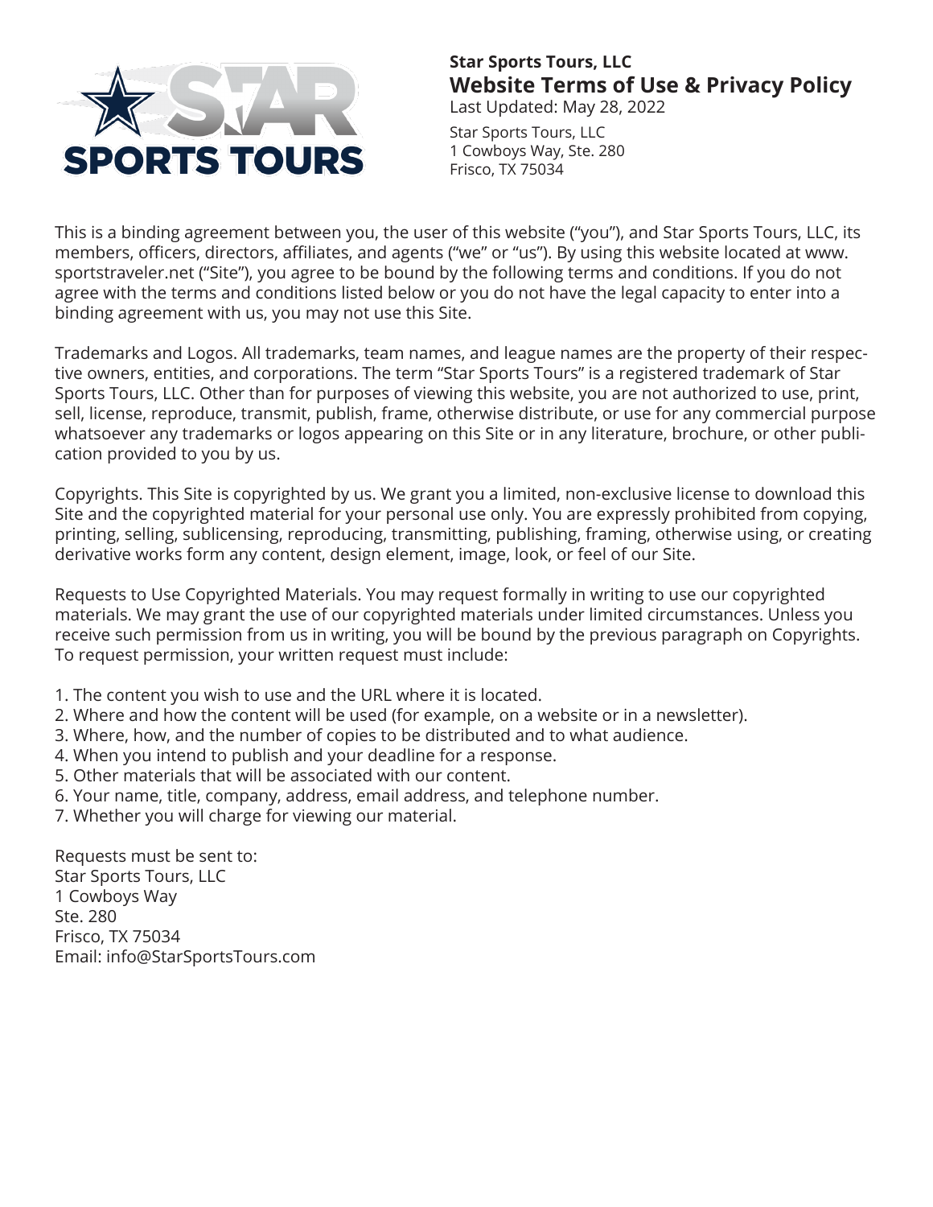**Star Sports Tours, LLC**

# Website Terms of Use & Privacy Policy

Last Updated: May 28, 2022

Star Sports Tours, LLC
1 Cowboys Way, Ste. 280
Frisco, TX 75034

This is a binding agreement between you, the user of this website ("you"), and Star Sports Tours, LLC, its members, officers, directors, affiliates, and agents ("we" or "us"). By using this website located at www.sportstraveler.net ("Site"), you agree to be bound by the following terms and conditions. If you do not agree with the terms and conditions listed below or you do not have the legal capacity to enter into a binding agreement with us, you may not use this Site.

Trademarks and Logos. All trademarks, team names, and league names are the property of their respective owners, entities, and corporations. The term "Star Sports Tours" is a registered trademark of Star Sports Tours, LLC. Other than for purposes of viewing this website, you are not authorized to use, print, sell, license, reproduce, transmit, publish, frame, otherwise distribute, or use for any commercial purpose whatsoever any trademarks or logos appearing on this Site or in any literature, brochure, or other publication provided to you by us.

Copyrights. This Site is copyrighted by us. We grant you a limited, non-exclusive license to download this Site and the copyrighted material for your personal use only. You are expressly prohibited from copying, printing, selling, sublicensing, reproducing, transmitting, publishing, framing, otherwise using, or creating derivative works form any content, design element, image, look, or feel of our Site.

Requests to Use Copyrighted Materials. You may request formally in writing to use our copyrighted materials. We may grant the use of our copyrighted materials under limited circumstances. Unless you receive such permission from us in writing, you will be bound by the previous paragraph on Copyrights. To request permission, your written request must include:

1. The content you wish to use and the URL where it is located.
2. Where and how the content will be used (for example, on a website or in a newsletter).
3. Where, how, and the number of copies to be distributed and to what audience.
4. When you intend to publish and your deadline for a response.
5. Other materials that will be associated with our content.
6. Your name, title, company, address, email address, and telephone number.
7. Whether you will charge for viewing our material.

Requests must be sent to:
Star Sports Tours, LLC
1 Cowboys Way
Ste. 280
Frisco, TX 75034
Email: info@StarSportsTours.com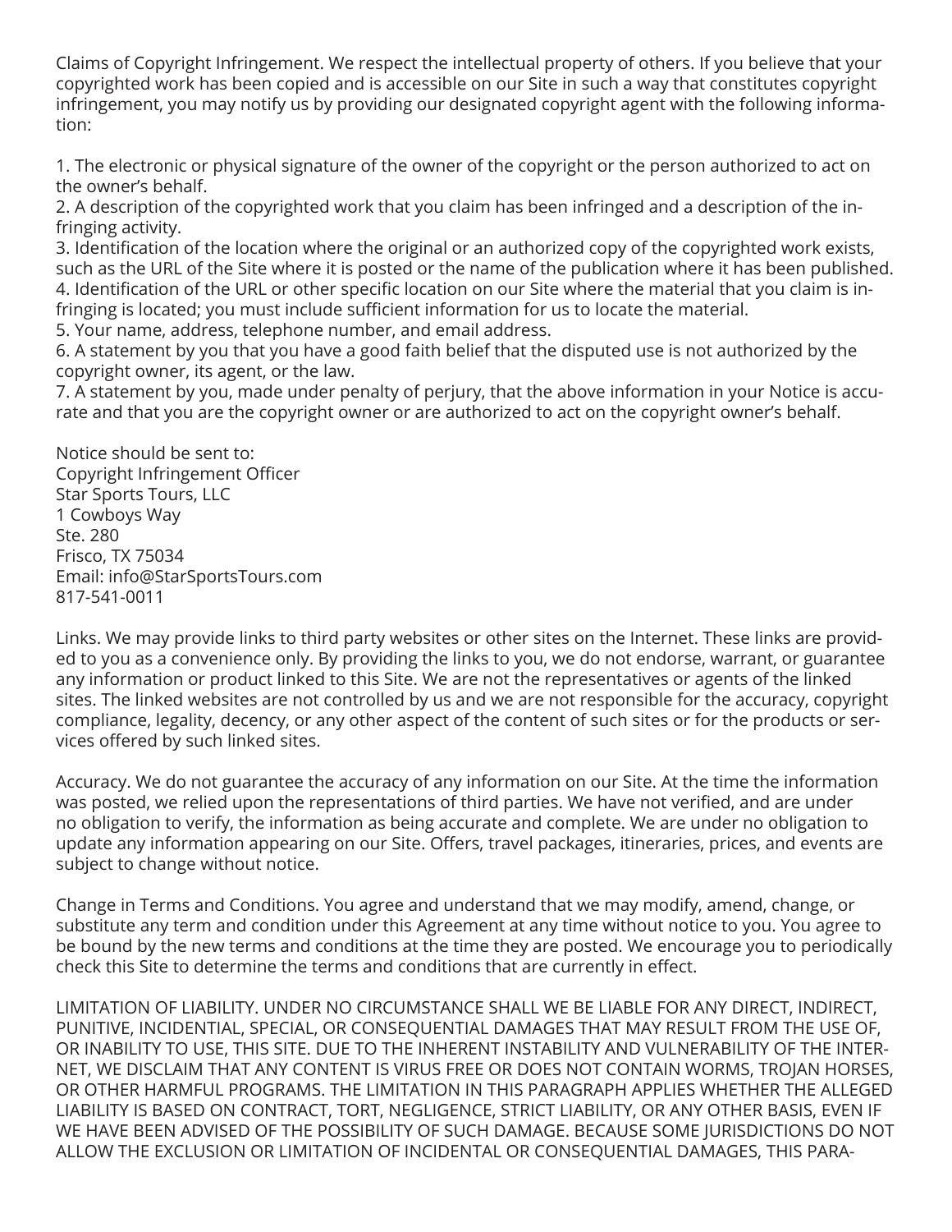Claims of Copyright Infringement. We respect the intellectual property of others. If you believe that your copyrighted work has been copied and is accessible on our Site in such a way that constitutes copyright infringement, you may notify us by providing our designated copyright agent with the following information:

1. The electronic or physical signature of the owner of the copyright or the person authorized to act on the owner's behalf.
2. A description of the copyrighted work that you claim has been infringed and a description of the infringing activity.
3. Identification of the location where the original or an authorized copy of the copyrighted work exists, such as the URL of the Site where it is posted or the name of the publication where it has been published.
4. Identification of the URL or other specific location on our Site where the material that you claim is infringing is located; you must include sufficient information for us to locate the material.
5. Your name, address, telephone number, and email address.
6. A statement by you that you have a good faith belief that the disputed use is not authorized by the copyright owner, its agent, or the law.
7. A statement by you, made under penalty of perjury, that the above information in your Notice is accurate and that you are the copyright owner or are authorized to act on the copyright owner's behalf.

Notice should be sent to:
Copyright Infringement Officer
Star Sports Tours, LLC
1 Cowboys Way
Ste. 280
Frisco, TX 75034
Email: info@StarSportsTours.com
817-541-0011

Links. We may provide links to third party websites or other sites on the Internet. These links are provided to you as a convenience only. By providing the links to you, we do not endorse, warrant, or guarantee any information or product linked to this Site. We are not the representatives or agents of the linked sites. The linked websites are not controlled by us and we are not responsible for the accuracy, copyright compliance, legality, decency, or any other aspect of the content of such sites or for the products or services offered by such linked sites.

Accuracy. We do not guarantee the accuracy of any information on our Site. At the time the information was posted, we relied upon the representations of third parties. We have not verified, and are under no obligation to verify, the information as being accurate and complete. We are under no obligation to update any information appearing on our Site. Offers, travel packages, itineraries, prices, and events are subject to change without notice.

Change in Terms and Conditions. You agree and understand that we may modify, amend, change, or substitute any term and condition under this Agreement at any time without notice to you. You agree to be bound by the new terms and conditions at the time they are posted. We encourage you to periodically check this Site to determine the terms and conditions that are currently in effect.

LIMITATION OF LIABILITY. UNDER NO CIRCUMSTANCE SHALL WE BE LIABLE FOR ANY DIRECT, INDIRECT, PUNITIVE, INCIDENTIAL, SPECIAL, OR CONSEQUENTIAL DAMAGES THAT MAY RESULT FROM THE USE OF, OR INABILITY TO USE, THIS SITE. DUE TO THE INHERENT INSTABILITY AND VULNERABILITY OF THE INTERNET, WE DISCLAIM THAT ANY CONTENT IS VIRUS FREE OR DOES NOT CONTAIN WORMS, TROJAN HORSES, OR OTHER HARMFUL PROGRAMS. THE LIMITATION IN THIS PARAGRAPH APPLIES WHETHER THE ALLEGED LIABILITY IS BASED ON CONTRACT, TORT, NEGLIGENCE, STRICT LIABILITY, OR ANY OTHER BASIS, EVEN IF WE HAVE BEEN ADVISED OF THE POSSIBILITY OF SUCH DAMAGE. BECAUSE SOME JURISDICTIONS DO NOT ALLOW THE EXCLUSION OR LIMITATION OF INCIDENTAL OR CONSEQUENTIAL DAMAGES, THIS PARA-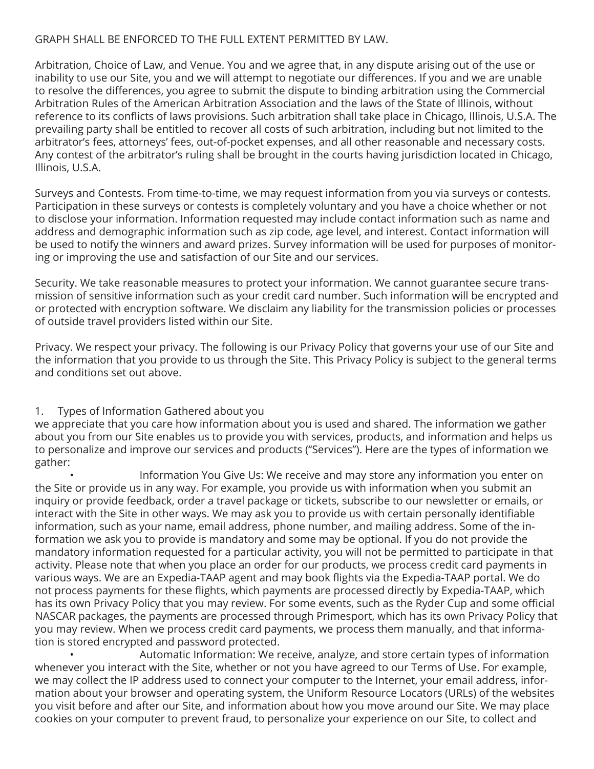GRAPH SHALL BE ENFORCED TO THE FULL EXTENT PERMITTED BY LAW.

Arbitration, Choice of Law, and Venue. You and we agree that, in any dispute arising out of the use or inability to use our Site, you and we will attempt to negotiate our differences. If you and we are unable to resolve the differences, you agree to submit the dispute to binding arbitration using the Commercial Arbitration Rules of the American Arbitration Association and the laws of the State of Illinois, without reference to its conflicts of laws provisions. Such arbitration shall take place in Chicago, Illinois, U.S.A. The prevailing party shall be entitled to recover all costs of such arbitration, including but not limited to the arbitrator's fees, attorneys' fees, out-of-pocket expenses, and all other reasonable and necessary costs. Any contest of the arbitrator's ruling shall be brought in the courts having jurisdiction located in Chicago, Illinois, U.S.A.

Surveys and Contests. From time-to-time, we may request information from you via surveys or contests. Participation in these surveys or contests is completely voluntary and you have a choice whether or not to disclose your information. Information requested may include contact information such as name and address and demographic information such as zip code, age level, and interest. Contact information will be used to notify the winners and award prizes. Survey information will be used for purposes of monitoring or improving the use and satisfaction of our Site and our services.

Security. We take reasonable measures to protect your information. We cannot guarantee secure transmission of sensitive information such as your credit card number. Such information will be encrypted and or protected with encryption software. We disclaim any liability for the transmission policies or processes of outside travel providers listed within our Site.

Privacy. We respect your privacy. The following is our Privacy Policy that governs your use of our Site and the information that you provide to us through the Site. This Privacy Policy is subject to the general terms and conditions set out above.

1. Types of Information Gathered about you

we appreciate that you care how information about you is used and shared. The information we gather about you from our Site enables us to provide you with services, products, and information and helps us to personalize and improve our services and products ("Services"). Here are the types of information we gather:

- Information You Give Us: We receive and may store any information you enter on the Site or provide us in any way. For example, you provide us with information when you submit an inquiry or provide feedback, order a travel package or tickets, subscribe to our newsletter or emails, or interact with the Site in other ways. We may ask you to provide us with certain personally identifiable information, such as your name, email address, phone number, and mailing address. Some of the information we ask you to provide is mandatory and some may be optional. If you do not provide the mandatory information requested for a particular activity, you will not be permitted to participate in that activity. Please note that when you place an order for our products, we process credit card payments in various ways. We are an Expedia-TAAP agent and may book flights via the Expedia-TAAP portal. We do not process payments for these flights, which payments are processed directly by Expedia-TAAP, which has its own Privacy Policy that you may review. For some events, such as the Ryder Cup and some official NASCAR packages, the payments are processed through Primesport, which has its own Privacy Policy that you may review. When we process credit card payments, we process them manually, and that information is stored encrypted and password protected.
- Automatic Information: We receive, analyze, and store certain types of information whenever you interact with the Site, whether or not you have agreed to our Terms of Use. For example, we may collect the IP address used to connect your computer to the Internet, your email address, information about your browser and operating system, the Uniform Resource Locators (URLs) of the websites you visit before and after our Site, and information about how you move around our Site. We may place cookies on your computer to prevent fraud, to personalize your experience on our Site, to collect and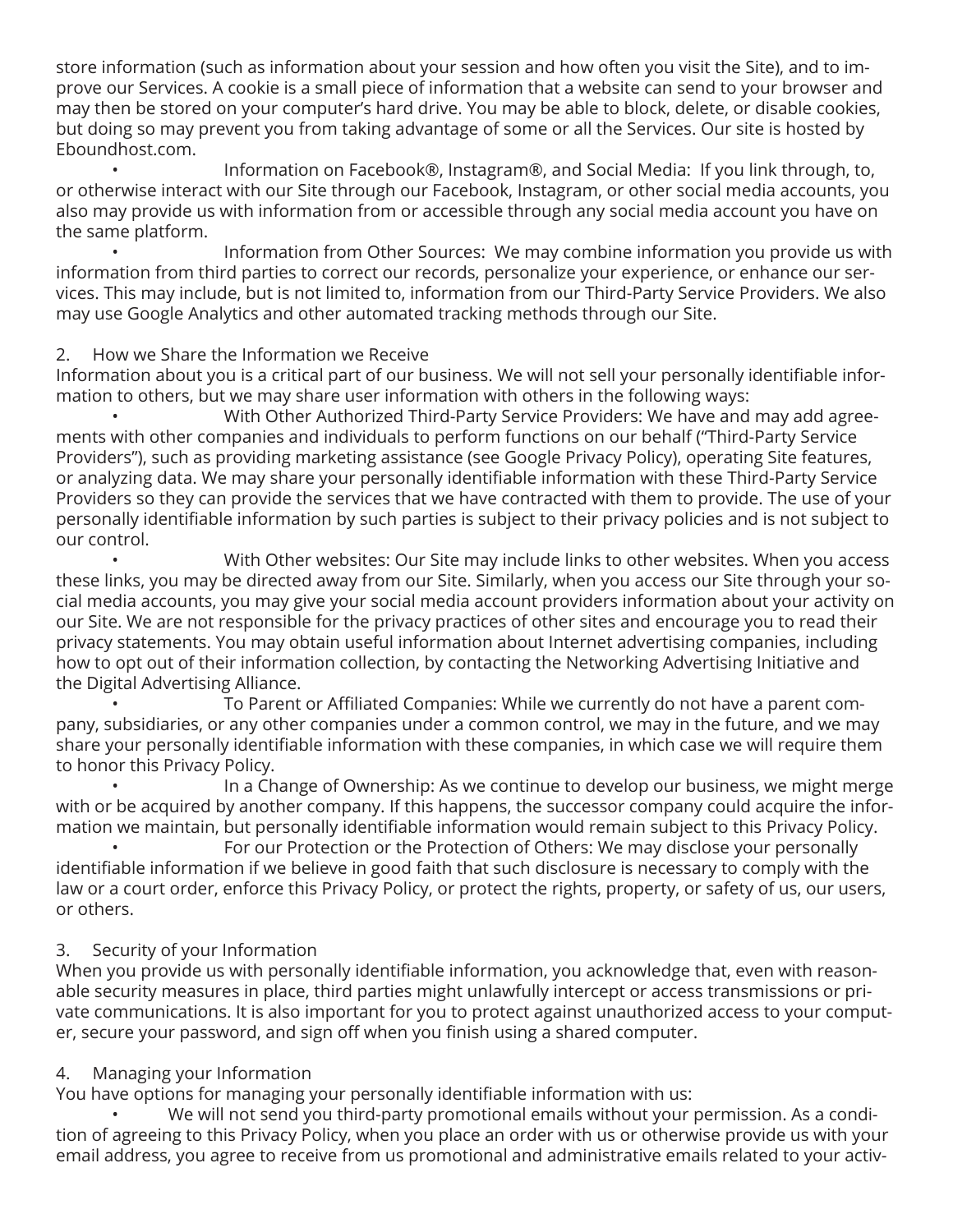store information (such as information about your session and how often you visit the Site), and to improve our Services. A cookie is a small piece of information that a website can send to your browser and may then be stored on your computer's hard drive. You may be able to block, delete, or disable cookies, but doing so may prevent you from taking advantage of some or all the Services. Our site is hosted by Eboundhost.com.

- Information on Facebook®, Instagram®, and Social Media: If you link through, to, or otherwise interact with our Site through our Facebook, Instagram, or other social media accounts, you also may provide us with information from or accessible through any social media account you have on the same platform.
- Information from Other Sources: We may combine information you provide us with information from third parties to correct our records, personalize your experience, or enhance our services. This may include, but is not limited to, information from our Third-Party Service Providers. We also may use Google Analytics and other automated tracking methods through our Site.

## 2. How we Share the Information we Receive

Information about you is a critical part of our business. We will not sell your personally identifiable information to others, but we may share user information with others in the following ways:

- With Other Authorized Third-Party Service Providers: We have and may add agreements with other companies and individuals to perform functions on our behalf ("Third-Party Service Providers"), such as providing marketing assistance (see Google Privacy Policy), operating Site features, or analyzing data. We may share your personally identifiable information with these Third-Party Service Providers so they can provide the services that we have contracted with them to provide. The use of your personally identifiable information by such parties is subject to their privacy policies and is not subject to our control.
- With Other websites: Our Site may include links to other websites. When you access these links, you may be directed away from our Site. Similarly, when you access our Site through your social media accounts, you may give your social media account providers information about your activity on our Site. We are not responsible for the privacy practices of other sites and encourage you to read their privacy statements. You may obtain useful information about Internet advertising companies, including how to opt out of their information collection, by contacting the Networking Advertising Initiative and the Digital Advertising Alliance.
- To Parent or Affiliated Companies: While we currently do not have a parent company, subsidiaries, or any other companies under a common control, we may in the future, and we may share your personally identifiable information with these companies, in which case we will require them to honor this Privacy Policy.
- In a Change of Ownership: As we continue to develop our business, we might merge with or be acquired by another company. If this happens, the successor company could acquire the information we maintain, but personally identifiable information would remain subject to this Privacy Policy.
- For our Protection or the Protection of Others: We may disclose your personally identifiable information if we believe in good faith that such disclosure is necessary to comply with the law or a court order, enforce this Privacy Policy, or protect the rights, property, or safety of us, our users, or others.

## 3. Security of your Information

When you provide us with personally identifiable information, you acknowledge that, even with reasonable security measures in place, third parties might unlawfully intercept or access transmissions or private communications. It is also important for you to protect against unauthorized access to your computer, secure your password, and sign off when you finish using a shared computer.

## 4. Managing your Information

You have options for managing your personally identifiable information with us:

- We will not send you third-party promotional emails without your permission. As a condition of agreeing to this Privacy Policy, when you place an order with us or otherwise provide us with your email address, you agree to receive from us promotional and administrative emails related to your activ-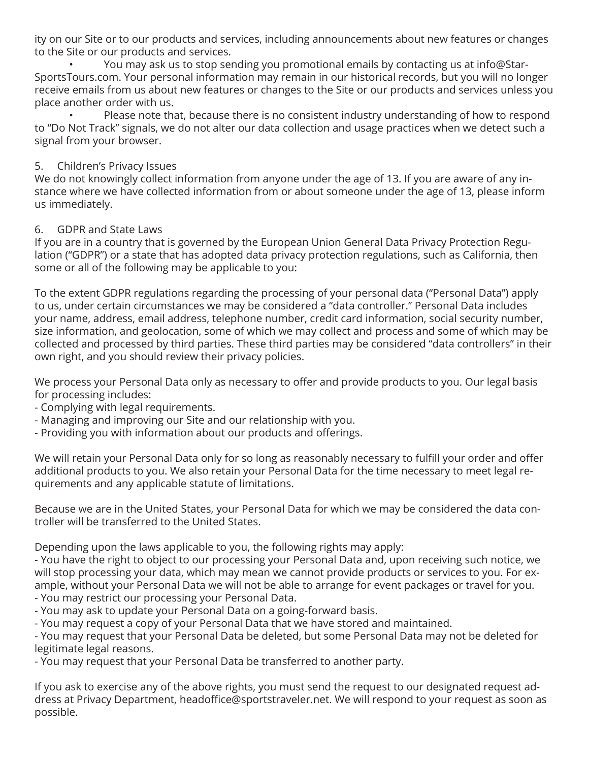ity on our Site or to our products and services, including announcements about new features or changes to the Site or our products and services.

- You may ask us to stop sending you promotional emails by contacting us at info@StarSportsTours.com. Your personal information may remain in our historical records, but you will no longer receive emails from us about new features or changes to the Site or our products and services unless you place another order with us.
- Please note that, because there is no consistent industry understanding of how to respond to "Do Not Track" signals, we do not alter our data collection and usage practices when we detect such a signal from your browser.

## 5. Children's Privacy Issues

We do not knowingly collect information from anyone under the age of 13. If you are aware of any instance where we have collected information from or about someone under the age of 13, please inform us immediately.

## 6. GDPR and State Laws

If you are in a country that is governed by the European Union General Data Privacy Protection Regulation ("GDPR") or a state that has adopted data privacy protection regulations, such as California, then some or all of the following may be applicable to you:

To the extent GDPR regulations regarding the processing of your personal data ("Personal Data") apply to us, under certain circumstances we may be considered a "data controller." Personal Data includes your name, address, email address, telephone number, credit card information, social security number, size information, and geolocation, some of which we may collect and process and some of which may be collected and processed by third parties. These third parties may be considered "data controllers" in their own right, and you should review their privacy policies.

We process your Personal Data only as necessary to offer and provide products to you. Our legal basis for processing includes:

- Complying with legal requirements.
- Managing and improving our Site and our relationship with you.
- Providing you with information about our products and offerings.

We will retain your Personal Data only for so long as reasonably necessary to fulfill your order and offer additional products to you. We also retain your Personal Data for the time necessary to meet legal requirements and any applicable statute of limitations.

Because we are in the United States, your Personal Data for which we may be considered the data controller will be transferred to the United States.

Depending upon the laws applicable to you, the following rights may apply:

- You have the right to object to our processing your Personal Data and, upon receiving such notice, we will stop processing your data, which may mean we cannot provide products or services to you. For example, without your Personal Data we will not be able to arrange for event packages or travel for you.
- You may restrict our processing your Personal Data.
- You may ask to update your Personal Data on a going-forward basis.
- You may request a copy of your Personal Data that we have stored and maintained.
- You may request that your Personal Data be deleted, but some Personal Data may not be deleted for legitimate legal reasons.
- You may request that your Personal Data be transferred to another party.

If you ask to exercise any of the above rights, you must send the request to our designated request address at Privacy Department, headoffice@sportstraveler.net. We will respond to your request as soon as possible.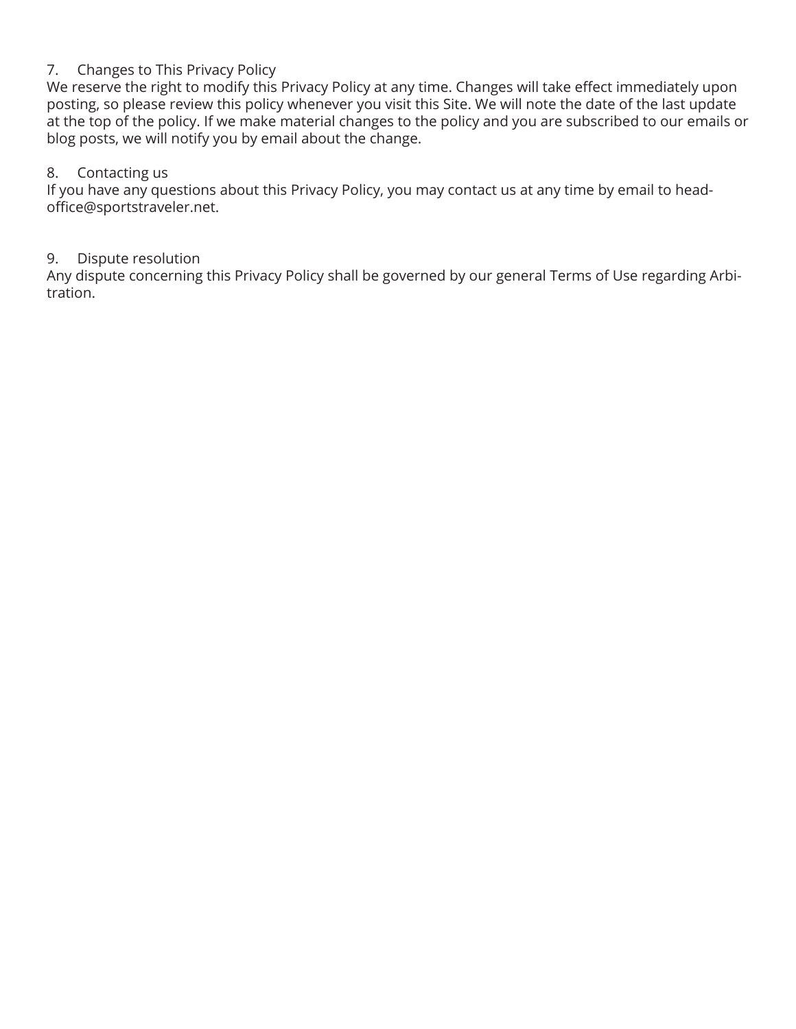## 7. Changes to This Privacy Policy

We reserve the right to modify this Privacy Policy at any time. Changes will take effect immediately upon posting, so please review this policy whenever you visit this Site. We will note the date of the last update at the top of the policy. If we make material changes to the policy and you are subscribed to our emails or blog posts, we will notify you by email about the change.

## 8. Contacting us

If you have any questions about this Privacy Policy, you may contact us at any time by email to head-office@sportstraveler.net.

## 9. Dispute resolution

Any dispute concerning this Privacy Policy shall be governed by our general Terms of Use regarding Arbitration.